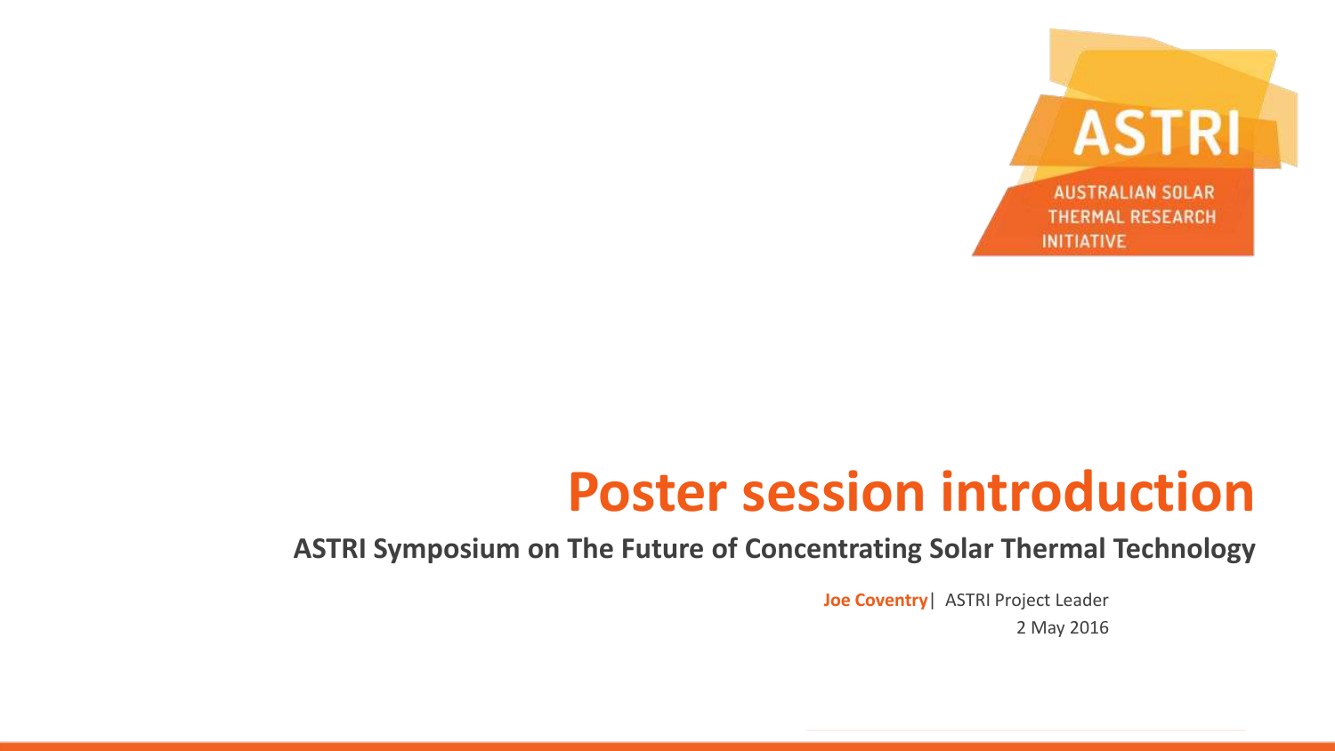ASTRI

AUSTRALIAN SOLAR THERMAL RESEARCH INITIATIVE

# Poster session introduction

**ASTRI Symposium on The Future of Concentrating Solar Thermal Technology**

**Joe Coventry** | ASTRI Project Leader

2 May 2016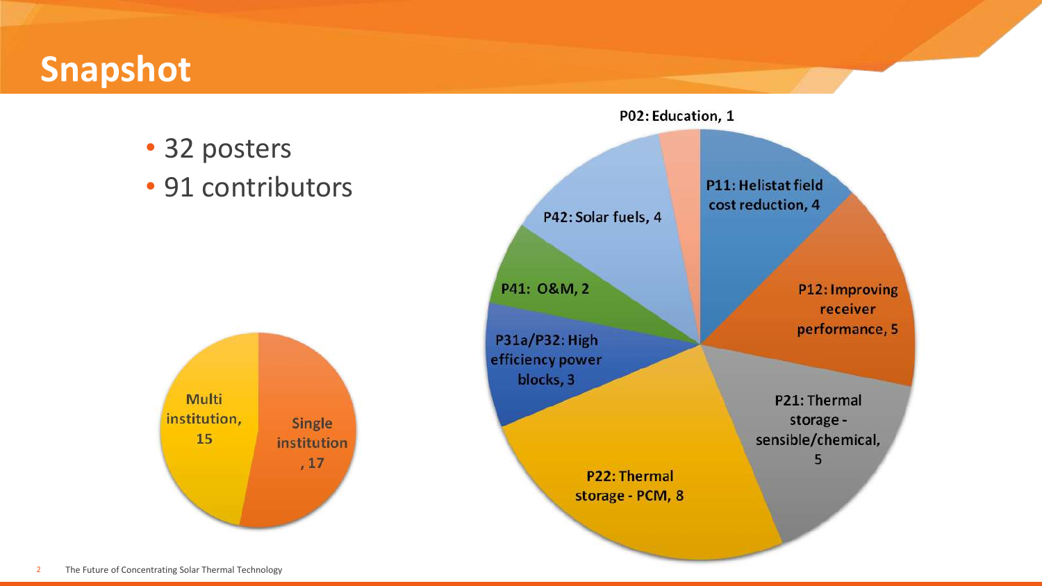# Snapshot

- 32 posters
- 91 contributors

Multi institution, 15

Single institution, 17

P02: Education, 1

P11: Helistat field cost reduction, 4

P12: Improving receiver performance, 5

P21: Thermal storage - sensible/chemical, 5

P22: Thermal storage - PCM, 8

P31a/P32: High efficiency power blocks, 3

P41: O&M, 2

P42: Solar fuels, 4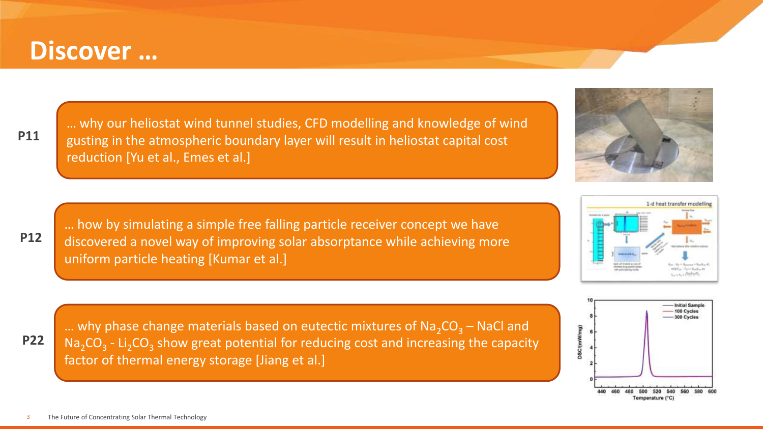# Discover …

**P11**

… why our heliostat wind tunnel studies, CFD modelling and knowledge of wind gusting in the atmospheric boundary layer will result in heliostat capital cost reduction [Yu et al., Emes et al.]

**P12**

… how by simulating a simple free falling particle receiver concept we have discovered a novel way of improving solar absorptance while achieving more uniform particle heating [Kumar et al.]

**P22**

… why phase change materials based on eutectic mixtures of $Na_2CO_3$ – NaCl and $Na_2CO_3$ - $Li_2CO_3$ show great potential for reducing cost and increasing the capacity factor of thermal energy storage [Jiang et al.]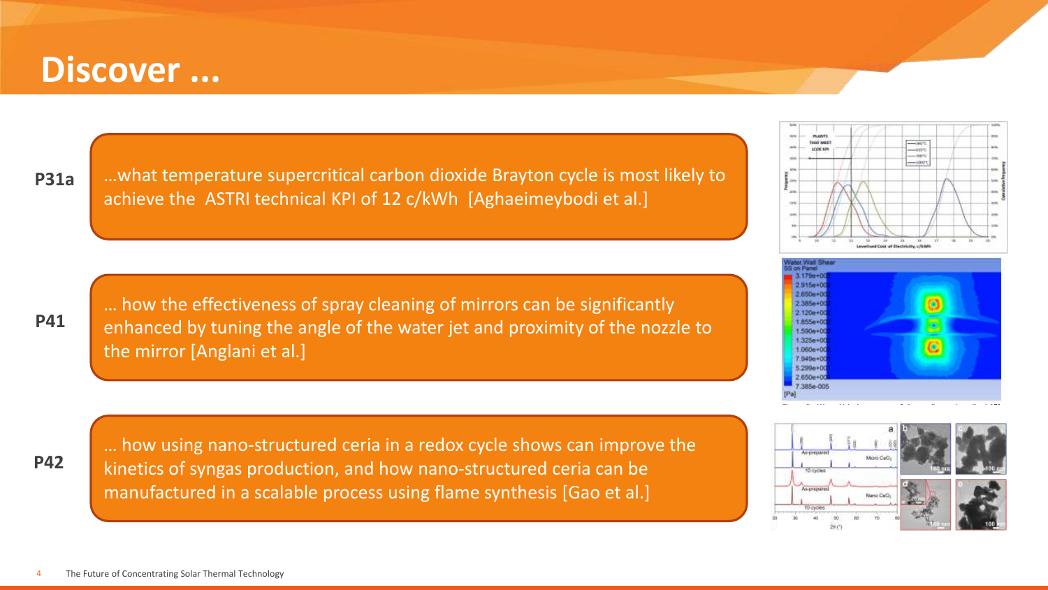# Discover ...

**P31a**

...what temperature supercritical carbon dioxide Brayton cycle is most likely to achieve the ASTRI technical KPI of 12 c/kWh [Aghaeimeybodi et al.]

**P41**

... how the effectiveness of spray cleaning of mirrors can be significantly enhanced by tuning the angle of the water jet and proximity of the nozzle to the mirror [Anglani et al.]

**P42**

... how using nano-structured ceria in a redox cycle shows can improve the kinetics of syngas production, and how nano-structured ceria can be manufactured in a scalable process using flame synthesis [Gao et al.]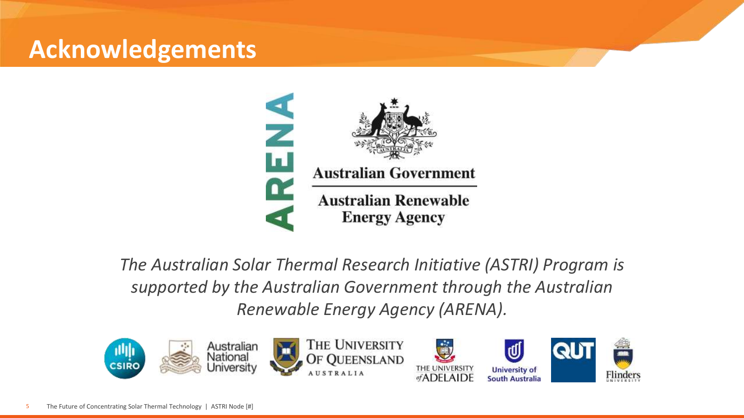# Acknowledgements

ARENA

Australian Government

Australian Renewable Energy Agency

*The Australian Solar Thermal Research Initiative (ASTRI) Program is supported by the Australian Government through the Australian Renewable Energy Agency (ARENA).*

CSIRO | Australian National University | The University of Queensland Australia | The University of Adelaide | University of South Australia | QUT | Flinders University